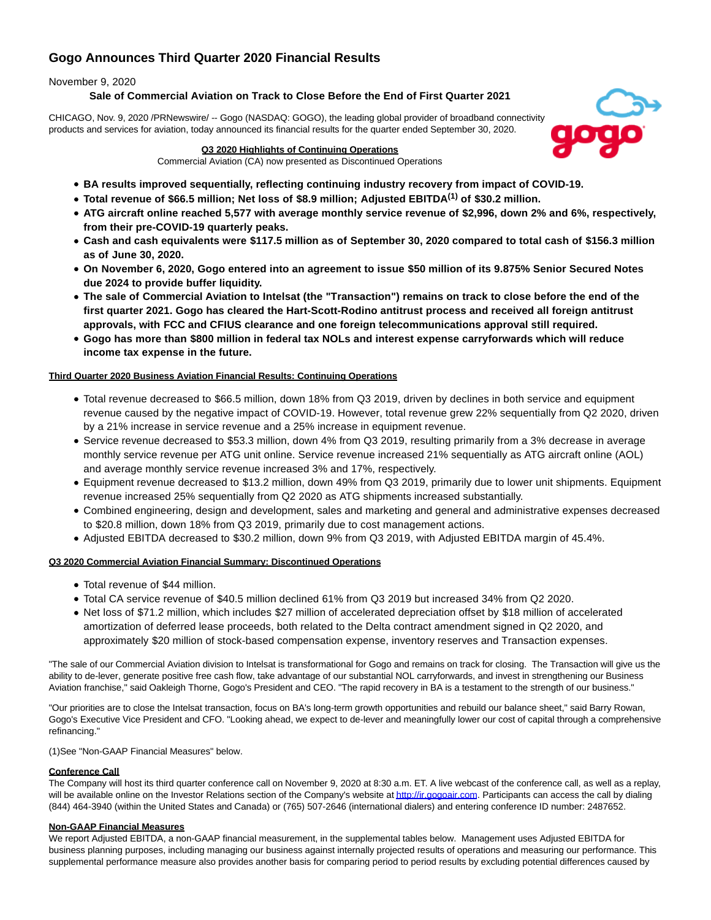# Gogo Announces Third Quarter 2020 Financial Results

November 9, 2020

**Sale of Commercial Aviation on Track to Close Before the End of First Quarter 2021**

CHICAGO, Nov. 9, 2020 /PRNewswire/ -- Gogo (NASDAQ: GOGO), the leading global provider of broadband connectivity products and services for aviation, today announced its financial results for the quarter ended September 30, 2020.

**Q3 2020 Highlights of Continuing Operations**

Commercial Aviation (CA) now presented as Discontinued Operations

- **BA results improved sequentially, reflecting continuing industry recovery from impact of COVID-19.**
- **Total revenue of $66.5 million; Net loss of $8.9 million; Adjusted EBITDA[1] of $30.2 million.**
- **ATG aircraft online reached 5,577 with average monthly service revenue of $2,996, down 2% and 6%, respectively, from their pre-COVID-19 quarterly peaks.**
- **Cash and cash equivalents were $117.5 million as of September 30, 2020 compared to total cash of $156.3 million as of June 30, 2020.**
- **On November 6, 2020, Gogo entered into an agreement to issue $50 million of its 9.875% Senior Secured Notes due 2024 to provide buffer liquidity.**
- **The sale of Commercial Aviation to Intelsat (the "Transaction") remains on track to close before the end of the first quarter 2021. Gogo has cleared the Hart-Scott-Rodino antitrust process and received all foreign antitrust approvals, with FCC and CFIUS clearance and one foreign telecommunications approval still required.**
- **Gogo has more than $800 million in federal tax NOLs and interest expense carryforwards which will reduce income tax expense in the future.**

**Third Quarter 2020 Business Aviation Financial Results: Continuing Operations**

- Total revenue decreased to $66.5 million, down 18% from Q3 2019, driven by declines in both service and equipment revenue caused by the negative impact of COVID-19. However, total revenue grew 22% sequentially from Q2 2020, driven by a 21% increase in service revenue and a 25% increase in equipment revenue.
- Service revenue decreased to $53.3 million, down 4% from Q3 2019, resulting primarily from a 3% decrease in average monthly service revenue per ATG unit online. Service revenue increased 21% sequentially as ATG aircraft online (AOL) and average monthly service revenue increased 3% and 17%, respectively.
- Equipment revenue decreased to $13.2 million, down 49% from Q3 2019, primarily due to lower unit shipments. Equipment revenue increased 25% sequentially from Q2 2020 as ATG shipments increased substantially.
- Combined engineering, design and development, sales and marketing and general and administrative expenses decreased to $20.8 million, down 18% from Q3 2019, primarily due to cost management actions.
- Adjusted EBITDA decreased to $30.2 million, down 9% from Q3 2019, with Adjusted EBITDA margin of 45.4%.

**Q3 2020 Commercial Aviation Financial Summary: Discontinued Operations**

- Total revenue of $44 million.
- Total CA service revenue of $40.5 million declined 61% from Q3 2019 but increased 34% from Q2 2020.
- Net loss of $71.2 million, which includes $27 million of accelerated depreciation offset by $18 million of accelerated amortization of deferred lease proceeds, both related to the Delta contract amendment signed in Q2 2020, and approximately $20 million of stock-based compensation expense, inventory reserves and Transaction expenses.

"The sale of our Commercial Aviation division to Intelsat is transformational for Gogo and remains on track for closing. The Transaction will give us the ability to de-lever, generate positive free cash flow, take advantage of our substantial NOL carryforwards, and invest in strengthening our Business Aviation franchise," said Oakleigh Thorne, Gogo's President and CEO. "The rapid recovery in BA is a testament to the strength of our business."

"Our priorities are to close the Intelsat transaction, focus on BA's long-term growth opportunities and rebuild our balance sheet," said Barry Rowan, Gogo's Executive Vice President and CFO. "Looking ahead, we expect to de-lever and meaningfully lower our cost of capital through a comprehensive refinancing."

(1)See "Non-GAAP Financial Measures" below.

**Conference Call**

The Company will host its third quarter conference call on November 9, 2020 at 8:30 a.m. ET. A live webcast of the conference call, as well as a replay, will be available online on the Investor Relations section of the Company's website at http://ir.gogoair.com. Participants can access the call by dialing (844) 464-3940 (within the United States and Canada) or (765) 507-2646 (international dialers) and entering conference ID number: 2487652.

**Non-GAAP Financial Measures**

We report Adjusted EBITDA, a non-GAAP financial measurement, in the supplemental tables below. Management uses Adjusted EBITDA for business planning purposes, including managing our business against internally projected results of operations and measuring our performance. This supplemental performance measure also provides another basis for comparing period to period results by excluding potential differences caused by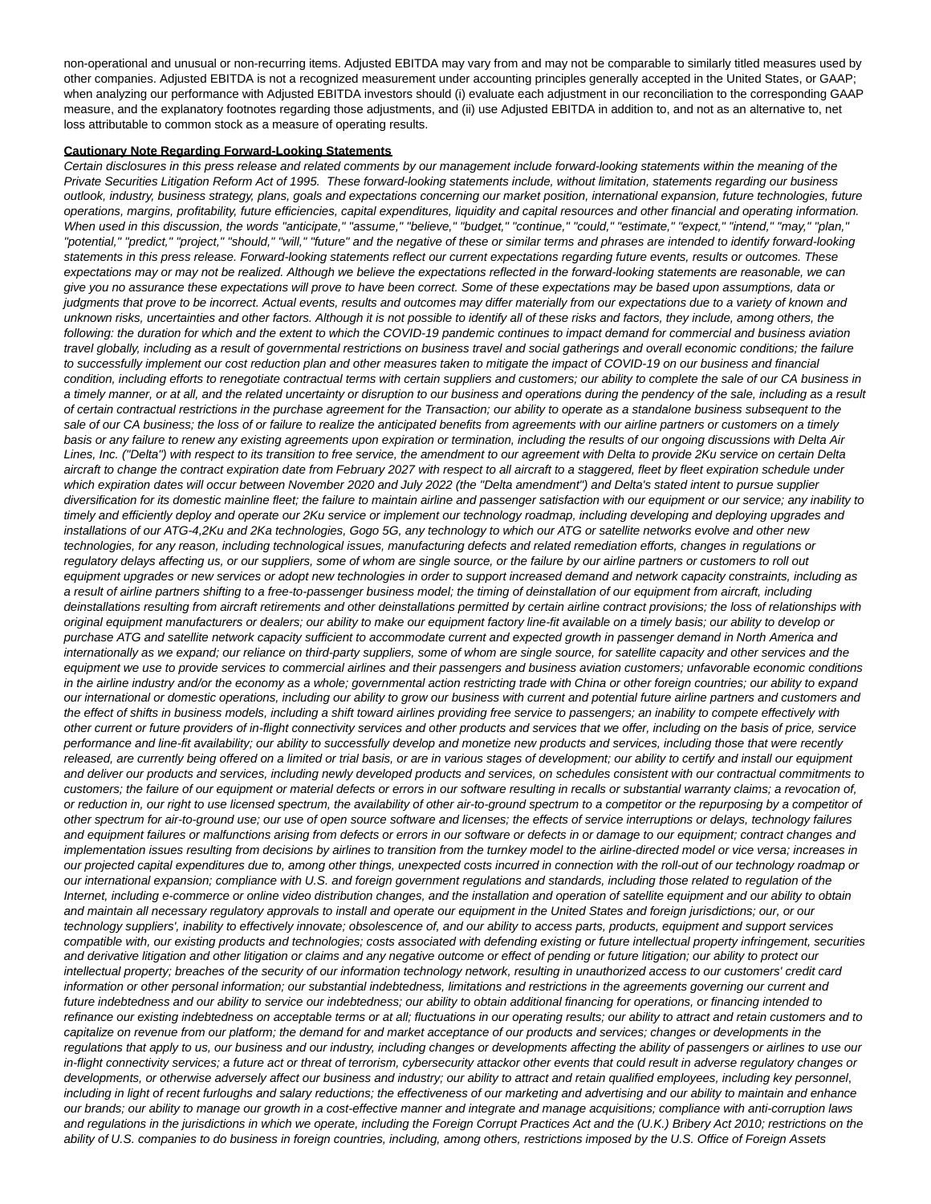non-operational and unusual or non-recurring items. Adjusted EBITDA may vary from and may not be comparable to similarly titled measures used by other companies. Adjusted EBITDA is not a recognized measurement under accounting principles generally accepted in the United States, or GAAP; when analyzing our performance with Adjusted EBITDA investors should (i) evaluate each adjustment in our reconciliation to the corresponding GAAP measure, and the explanatory footnotes regarding those adjustments, and (ii) use Adjusted EBITDA in addition to, and not as an alternative to, net loss attributable to common stock as a measure of operating results.

**Cautionary Note Regarding Forward-Looking Statements**

*Certain disclosures in this press release and related comments by our management include forward-looking statements within the meaning of the Private Securities Litigation Reform Act of 1995. These forward-looking statements include, without limitation, statements regarding our business outlook, industry, business strategy, plans, goals and expectations concerning our market position, international expansion, future technologies, future operations, margins, profitability, future efficiencies, capital expenditures, liquidity and capital resources and other financial and operating information. When used in this discussion, the words "anticipate," "assume," "believe," "budget," "continue," "could," "estimate," "expect," "intend," "may," "plan," "potential," "predict," "project," "should," "will," "future" and the negative of these or similar terms and phrases are intended to identify forward-looking statements in this press release. Forward-looking statements reflect our current expectations regarding future events, results or outcomes. These expectations may or may not be realized. Although we believe the expectations reflected in the forward-looking statements are reasonable, we can give you no assurance these expectations will prove to have been correct. Some of these expectations may be based upon assumptions, data or judgments that prove to be incorrect. Actual events, results and outcomes may differ materially from our expectations due to a variety of known and unknown risks, uncertainties and other factors. Although it is not possible to identify all of these risks and factors, they include, among others, the following: the duration for which and the extent to which the COVID-19 pandemic continues to impact demand for commercial and business aviation travel globally, including as a result of governmental restrictions on business travel and social gatherings and overall economic conditions; the failure to successfully implement our cost reduction plan and other measures taken to mitigate the impact of COVID-19 on our business and financial condition, including efforts to renegotiate contractual terms with certain suppliers and customers; our ability to complete the sale of our CA business in a timely manner, or at all, and the related uncertainty or disruption to our business and operations during the pendency of the sale, including as a result of certain contractual restrictions in the purchase agreement for the Transaction; our ability to operate as a standalone business subsequent to the sale of our CA business; the loss of or failure to realize the anticipated benefits from agreements with our airline partners or customers on a timely basis or any failure to renew any existing agreements upon expiration or termination, including the results of our ongoing discussions with Delta Air Lines, Inc. ("Delta") with respect to its transition to free service, the amendment to our agreement with Delta to provide 2Ku service on certain Delta aircraft to change the contract expiration date from February 2027 with respect to all aircraft to a staggered, fleet by fleet expiration schedule under which expiration dates will occur between November 2020 and July 2022 (the "Delta amendment") and Delta's stated intent to pursue supplier diversification for its domestic mainline fleet; the failure to maintain airline and passenger satisfaction with our equipment or our service; any inability to timely and efficiently deploy and operate our 2Ku service or implement our technology roadmap, including developing and deploying upgrades and installations of our ATG-4,2Ku and 2Ka technologies, Gogo 5G, any technology to which our ATG or satellite networks evolve and other new technologies, for any reason, including technological issues, manufacturing defects and related remediation efforts, changes in regulations or regulatory delays affecting us, or our suppliers, some of whom are single source, or the failure by our airline partners or customers to roll out equipment upgrades or new services or adopt new technologies in order to support increased demand and network capacity constraints, including as a result of airline partners shifting to a free-to-passenger business model; the timing of deinstallation of our equipment from aircraft, including deinstallations resulting from aircraft retirements and other deinstallations permitted by certain airline contract provisions; the loss of relationships with original equipment manufacturers or dealers; our ability to make our equipment factory line-fit available on a timely basis; our ability to develop or purchase ATG and satellite network capacity sufficient to accommodate current and expected growth in passenger demand in North America and internationally as we expand; our reliance on third-party suppliers, some of whom are single source, for satellite capacity and other services and the equipment we use to provide services to commercial airlines and their passengers and business aviation customers; unfavorable economic conditions in the airline industry and/or the economy as a whole; governmental action restricting trade with China or other foreign countries; our ability to expand our international or domestic operations, including our ability to grow our business with current and potential future airline partners and customers and the effect of shifts in business models, including a shift toward airlines providing free service to passengers; an inability to compete effectively with other current or future providers of in-flight connectivity services and other products and services that we offer, including on the basis of price, service performance and line-fit availability; our ability to successfully develop and monetize new products and services, including those that were recently released, are currently being offered on a limited or trial basis, or are in various stages of development; our ability to certify and install our equipment and deliver our products and services, including newly developed products and services, on schedules consistent with our contractual commitments to customers; the failure of our equipment or material defects or errors in our software resulting in recalls or substantial warranty claims; a revocation of, or reduction in, our right to use licensed spectrum, the availability of other air-to-ground spectrum to a competitor or the repurposing by a competitor of other spectrum for air-to-ground use; our use of open source software and licenses; the effects of service interruptions or delays, technology failures and equipment failures or malfunctions arising from defects or errors in our software or defects in or damage to our equipment; contract changes and implementation issues resulting from decisions by airlines to transition from the turnkey model to the airline-directed model or vice versa; increases in our projected capital expenditures due to, among other things, unexpected costs incurred in connection with the roll-out of our technology roadmap or our international expansion; compliance with U.S. and foreign government regulations and standards, including those related to regulation of the Internet, including e-commerce or online video distribution changes, and the installation and operation of satellite equipment and our ability to obtain and maintain all necessary regulatory approvals to install and operate our equipment in the United States and foreign jurisdictions; our, or our technology suppliers', inability to effectively innovate; obsolescence of, and our ability to access parts, products, equipment and support services compatible with, our existing products and technologies; costs associated with defending existing or future intellectual property infringement, securities and derivative litigation and other litigation or claims and any negative outcome or effect of pending or future litigation; our ability to protect our intellectual property; breaches of the security of our information technology network, resulting in unauthorized access to our customers' credit card information or other personal information; our substantial indebtedness, limitations and restrictions in the agreements governing our current and future indebtedness and our ability to service our indebtedness; our ability to obtain additional financing for operations, or financing intended to refinance our existing indebtedness on acceptable terms or at all; fluctuations in our operating results; our ability to attract and retain customers and to capitalize on revenue from our platform; the demand for and market acceptance of our products and services; changes or developments in the regulations that apply to us, our business and our industry, including changes or developments affecting the ability of passengers or airlines to use our in-flight connectivity services; a future act or threat of terrorism, cybersecurity attackor other events that could result in adverse regulatory changes or developments, or otherwise adversely affect our business and industry; our ability to attract and retain qualified employees, including key personnel, including in light of recent furloughs and salary reductions; the effectiveness of our marketing and advertising and our ability to maintain and enhance our brands; our ability to manage our growth in a cost-effective manner and integrate and manage acquisitions; compliance with anti-corruption laws and regulations in the jurisdictions in which we operate, including the Foreign Corrupt Practices Act and the (U.K.) Bribery Act 2010; restrictions on the ability of U.S. companies to do business in foreign countries, including, among others, restrictions imposed by the U.S. Office of Foreign Assets*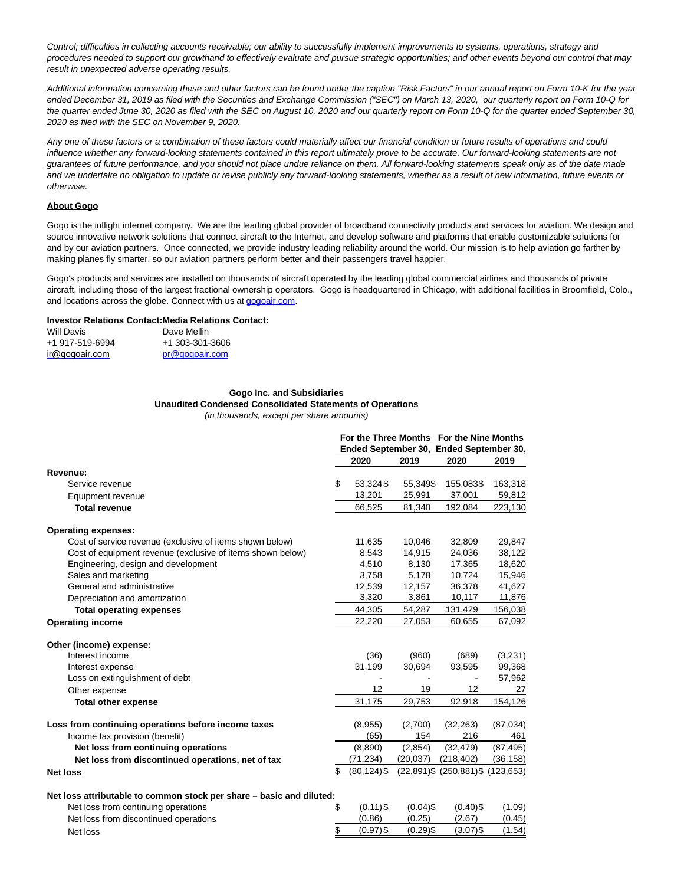*Control; difficulties in collecting accounts receivable; our ability to successfully implement improvements to systems, operations, strategy and procedures needed to support our growthand to effectively evaluate and pursue strategic opportunities; and other events beyond our control that may result in unexpected adverse operating results.*

*Additional information concerning these and other factors can be found under the caption "Risk Factors" in our annual report on Form 10-K for the year ended December 31, 2019 as filed with the Securities and Exchange Commission ("SEC") on March 13, 2020, our quarterly report on Form 10-Q for the quarter ended June 30, 2020 as filed with the SEC on August 10, 2020 and our quarterly report on Form 10-Q for the quarter ended September 30, 2020 as filed with the SEC on November 9, 2020.*

*Any one of these factors or a combination of these factors could materially affect our financial condition or future results of operations and could influence whether any forward-looking statements contained in this report ultimately prove to be accurate. Our forward-looking statements are not guarantees of future performance, and you should not place undue reliance on them. All forward-looking statements speak only as of the date made and we undertake no obligation to update or revise publicly any forward-looking statements, whether as a result of new information, future events or otherwise.*

**About Gogo**

Gogo is the inflight internet company. We are the leading global provider of broadband connectivity products and services for aviation. We design and source innovative network solutions that connect aircraft to the Internet, and develop software and platforms that enable customizable solutions for and by our aviation partners. Once connected, we provide industry leading reliability around the world. Our mission is to help aviation go farther by making planes fly smarter, so our aviation partners perform better and their passengers travel happier.

Gogo's products and services are installed on thousands of aircraft operated by the leading global commercial airlines and thousands of private aircraft, including those of the largest fractional ownership operators. Gogo is headquartered in Chicago, with additional facilities in Broomfield, Colo., and locations across the globe. Connect with us at gogoair.com.

| **Investor Relations Contact:** | **Media Relations Contact:** |
|---|---|
| Will Davis | Dave Mellin |
| +1 917-519-6994 | +1 303-301-3606 |
| ir@gogoair.com | pr@gogoair.com |

**Gogo Inc. and Subsidiaries**
**Unaudited Condensed Consolidated Statements of Operations**
*(in thousands, except per share amounts)*

| | For the Three Months Ended September 30, | | For the Nine Months Ended September 30, | |
|---|---|---|---|---|
| | **2020** | **2019** | **2020** | **2019** |
| **Revenue:** | | | | |
| Service revenue | $ 53,324 | $ 55,349 | $ 155,083 | $ 163,318 |
| Equipment revenue | 13,201 | 25,991 | 37,001 | 59,812 |
| **Total revenue** | 66,525 | 81,340 | 192,084 | 223,130 |
| **Operating expenses:** | | | | |
| Cost of service revenue (exclusive of items shown below) | 11,635 | 10,046 | 32,809 | 29,847 |
| Cost of equipment revenue (exclusive of items shown below) | 8,543 | 14,915 | 24,036 | 38,122 |
| Engineering, design and development | 4,510 | 8,130 | 17,365 | 18,620 |
| Sales and marketing | 3,758 | 5,178 | 10,724 | 15,946 |
| General and administrative | 12,539 | 12,157 | 36,378 | 41,627 |
| Depreciation and amortization | 3,320 | 3,861 | 10,117 | 11,876 |
| **Total operating expenses** | 44,305 | 54,287 | 131,429 | 156,038 |
| **Operating income** | 22,220 | 27,053 | 60,655 | 67,092 |
| **Other (income) expense:** | | | | |
| Interest income | (36) | (960) | (689) | (3,231) |
| Interest expense | 31,199 | 30,694 | 93,595 | 99,368 |
| Loss on extinguishment of debt | - | - | - | 57,962 |
| Other expense | 12 | 19 | 12 | 27 |
| **Total other expense** | 31,175 | 29,753 | 92,918 | 154,126 |
| **Loss from continuing operations before income taxes** | (8,955) | (2,700) | (32,263) | (87,034) |
| Income tax provision (benefit) | (65) | 154 | 216 | 461 |
| **Net loss from continuing operations** | (8,890) | (2,854) | (32,479) | (87,495) |
| **Net loss from discontinued operations, net of tax** | (71,234) | (20,037) | (218,402) | (36,158) |
| **Net loss** | $ (80,124) | $ (22,891) | $ (250,881) | $ (123,653) |
| **Net loss attributable to common stock per share – basic and diluted:** | | | | |
| Net loss from continuing operations | $ (0.11) | $ (0.04) | $ (0.40) | $ (1.09) |
| Net loss from discontinued operations | (0.86) | (0.25) | (2.67) | (0.45) |
| Net loss | $ (0.97) | $ (0.29) | $ (3.07) | $ (1.54) |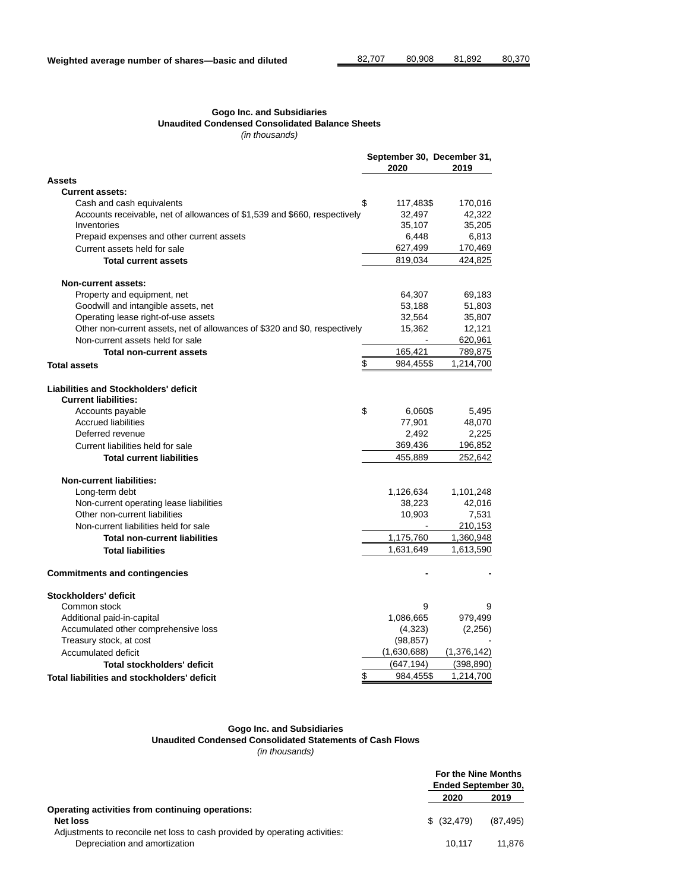| Weighted average number of shares—basic and diluted | 82,707 | 80,908 | 81,892 | 80,370 |
|---|---|---|---|---|

**Gogo Inc. and Subsidiaries**
**Unaudited Condensed Consolidated Balance Sheets**
*(in thousands)*

| | September 30, 2020 | December 31, 2019 |
|---|---|---|
| **Assets** | | |
| **Current assets:** | | |
| Cash and cash equivalents | $ 117,483 | $ 170,016 |
| Accounts receivable, net of allowances of $1,539 and $660, respectively | 32,497 | 42,322 |
| Inventories | 35,107 | 35,205 |
| Prepaid expenses and other current assets | 6,448 | 6,813 |
| Current assets held for sale | 627,499 | 170,469 |
| **Total current assets** | 819,034 | 424,825 |
| **Non-current assets:** | | |
| Property and equipment, net | 64,307 | 69,183 |
| Goodwill and intangible assets, net | 53,188 | 51,803 |
| Operating lease right-of-use assets | 32,564 | 35,807 |
| Other non-current assets, net of allowances of $320 and $0, respectively | 15,362 | 12,121 |
| Non-current assets held for sale | - | 620,961 |
| **Total non-current assets** | 165,421 | 789,875 |
| **Total assets** | $ 984,455 | $ 1,214,700 |
| **Liabilities and Stockholders' deficit** | | |
| **Current liabilities:** | | |
| Accounts payable | $ 6,060 | $ 5,495 |
| Accrued liabilities | 77,901 | 48,070 |
| Deferred revenue | 2,492 | 2,225 |
| Current liabilities held for sale | 369,436 | 196,852 |
| **Total current liabilities** | 455,889 | 252,642 |
| **Non-current liabilities:** | | |
| Long-term debt | 1,126,634 | 1,101,248 |
| Non-current operating lease liabilities | 38,223 | 42,016 |
| Other non-current liabilities | 10,903 | 7,531 |
| Non-current liabilities held for sale | - | 210,153 |
| **Total non-current liabilities** | 1,175,760 | 1,360,948 |
| **Total liabilities** | 1,631,649 | 1,613,590 |
| **Commitments and contingencies** | - | - |
| **Stockholders' deficit** | | |
| Common stock | 9 | 9 |
| Additional paid-in-capital | 1,086,665 | 979,499 |
| Accumulated other comprehensive loss | (4,323) | (2,256) |
| Treasury stock, at cost | (98,857) | - |
| Accumulated deficit | (1,630,688) | (1,376,142) |
| **Total stockholders' deficit** | (647,194) | (398,890) |
| **Total liabilities and stockholders' deficit** | $ 984,455 | $ 1,214,700 |

**Gogo Inc. and Subsidiaries**
**Unaudited Condensed Consolidated Statements of Cash Flows**
*(in thousands)*

| | For the Nine Months Ended September 30, | |
|---|---|---|
| | 2020 | 2019 |
| **Operating activities from continuing operations:** | | |
| **Net loss** | $ (32,479) | (87,495) |
| Adjustments to reconcile net loss to cash provided by operating activities: | | |
| Depreciation and amortization | 10,117 | 11,876 |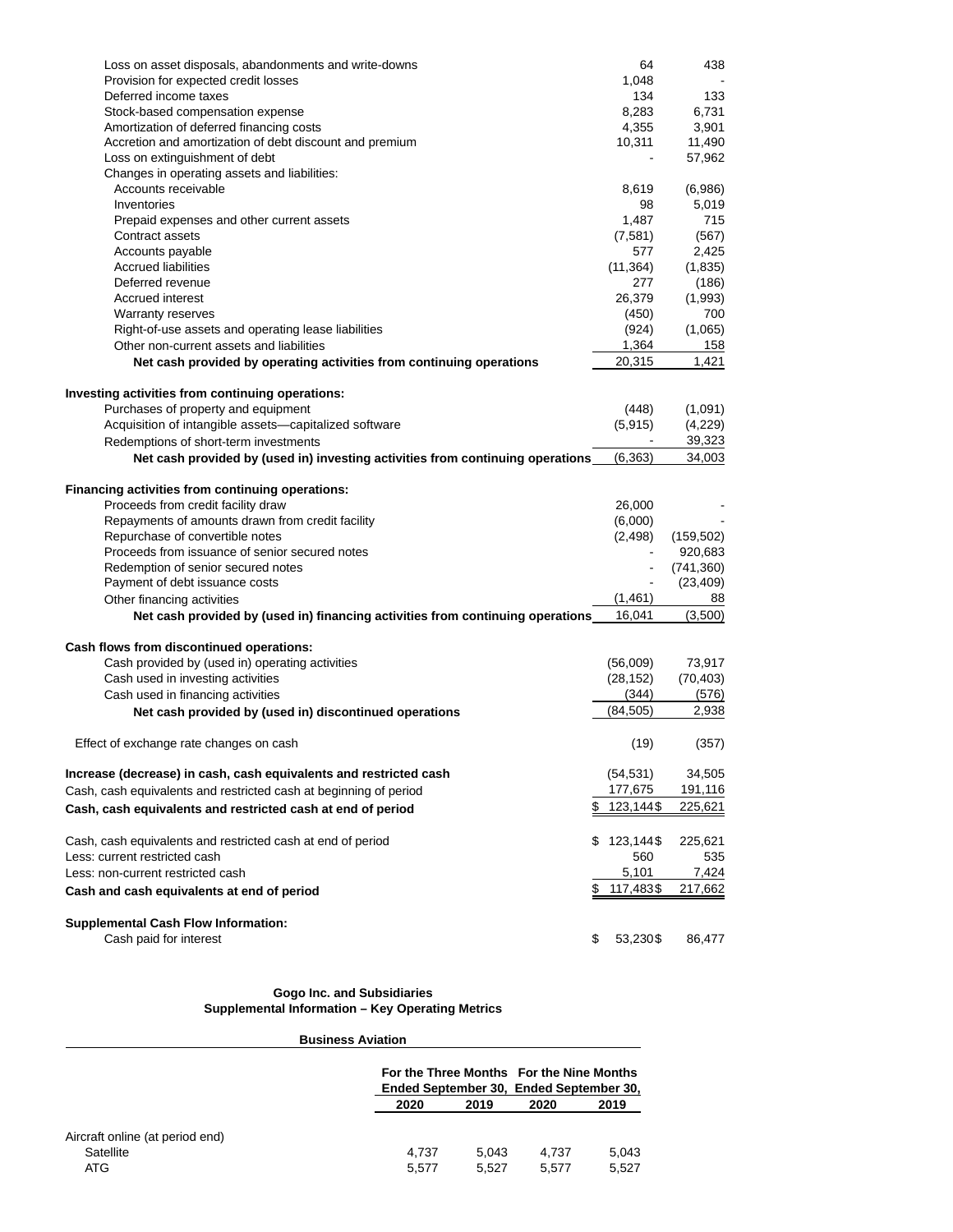| | | |
|---|---|---|
| Loss on asset disposals, abandonments and write-downs | 64 | 438 |
| Provision for expected credit losses | 1,048 | - |
| Deferred income taxes | 134 | 133 |
| Stock-based compensation expense | 8,283 | 6,731 |
| Amortization of deferred financing costs | 4,355 | 3,901 |
| Accretion and amortization of debt discount and premium | 10,311 | 11,490 |
| Loss on extinguishment of debt | - | 57,962 |
| Changes in operating assets and liabilities: | | |
| Accounts receivable | 8,619 | (6,986) |
| Inventories | 98 | 5,019 |
| Prepaid expenses and other current assets | 1,487 | 715 |
| Contract assets | (7,581) | (567) |
| Accounts payable | 577 | 2,425 |
| Accrued liabilities | (11,364) | (1,835) |
| Deferred revenue | 277 | (186) |
| Accrued interest | 26,379 | (1,993) |
| Warranty reserves | (450) | 700 |
| Right-of-use assets and operating lease liabilities | (924) | (1,065) |
| Other non-current assets and liabilities | 1,364 | 158 |
| **Net cash provided by operating activities from continuing operations** | 20,315 | 1,421 |
| | | |
| **Investing activities from continuing operations:** | | |
| Purchases of property and equipment | (448) | (1,091) |
| Acquisition of intangible assets—capitalized software | (5,915) | (4,229) |
| Redemptions of short-term investments | - | 39,323 |
| **Net cash provided by (used in) investing activities from continuing operations** | (6,363) | 34,003 |
| | | |
| **Financing activities from continuing operations:** | | |
| Proceeds from credit facility draw | 26,000 | - |
| Repayments of amounts drawn from credit facility | (6,000) | - |
| Repurchase of convertible notes | (2,498) | (159,502) |
| Proceeds from issuance of senior secured notes | - | 920,683 |
| Redemption of senior secured notes | - | (741,360) |
| Payment of debt issuance costs | - | (23,409) |
| Other financing activities | (1,461) | 88 |
| **Net cash provided by (used in) financing activities from continuing operations** | 16,041 | (3,500) |
| | | |
| **Cash flows from discontinued operations:** | | |
| Cash provided by (used in) operating activities | (56,009) | 73,917 |
| Cash used in investing activities | (28,152) | (70,403) |
| Cash used in financing activities | (344) | (576) |
| **Net cash provided by (used in) discontinued operations** | (84,505) | 2,938 |
| | | |
| Effect of exchange rate changes on cash | (19) | (357) |
| | | |
| **Increase (decrease) in cash, cash equivalents and restricted cash** | (54,531) | 34,505 |
| Cash, cash equivalents and restricted cash at beginning of period | 177,675 | 191,116 |
| **Cash, cash equivalents and restricted cash at end of period** | $ 123,144 | $ 225,621 |
| | | |
| Cash, cash equivalents and restricted cash at end of period | $ 123,144 | $ 225,621 |
| Less: current restricted cash | 560 | 535 |
| Less: non-current restricted cash | 5,101 | 7,424 |
| **Cash and cash equivalents at end of period** | $ 117,483 | $ 217,662 |
| | | |
| **Supplemental Cash Flow Information:** | | |
| Cash paid for interest | $ 53,230 | $ 86,477 |

**Gogo Inc. and Subsidiaries**
**Supplemental Information – Key Operating Metrics**

**Business Aviation**

| | For the Three Months Ended September 30, | | For the Nine Months Ended September 30, | |
|---|---|---|---|---|
| | **2020** | **2019** | **2020** | **2019** |
| Aircraft online (at period end) | | | | |
| Satellite | 4,737 | 5,043 | 4,737 | 5,043 |
| ATG | 5,577 | 5,527 | 5,577 | 5,527 |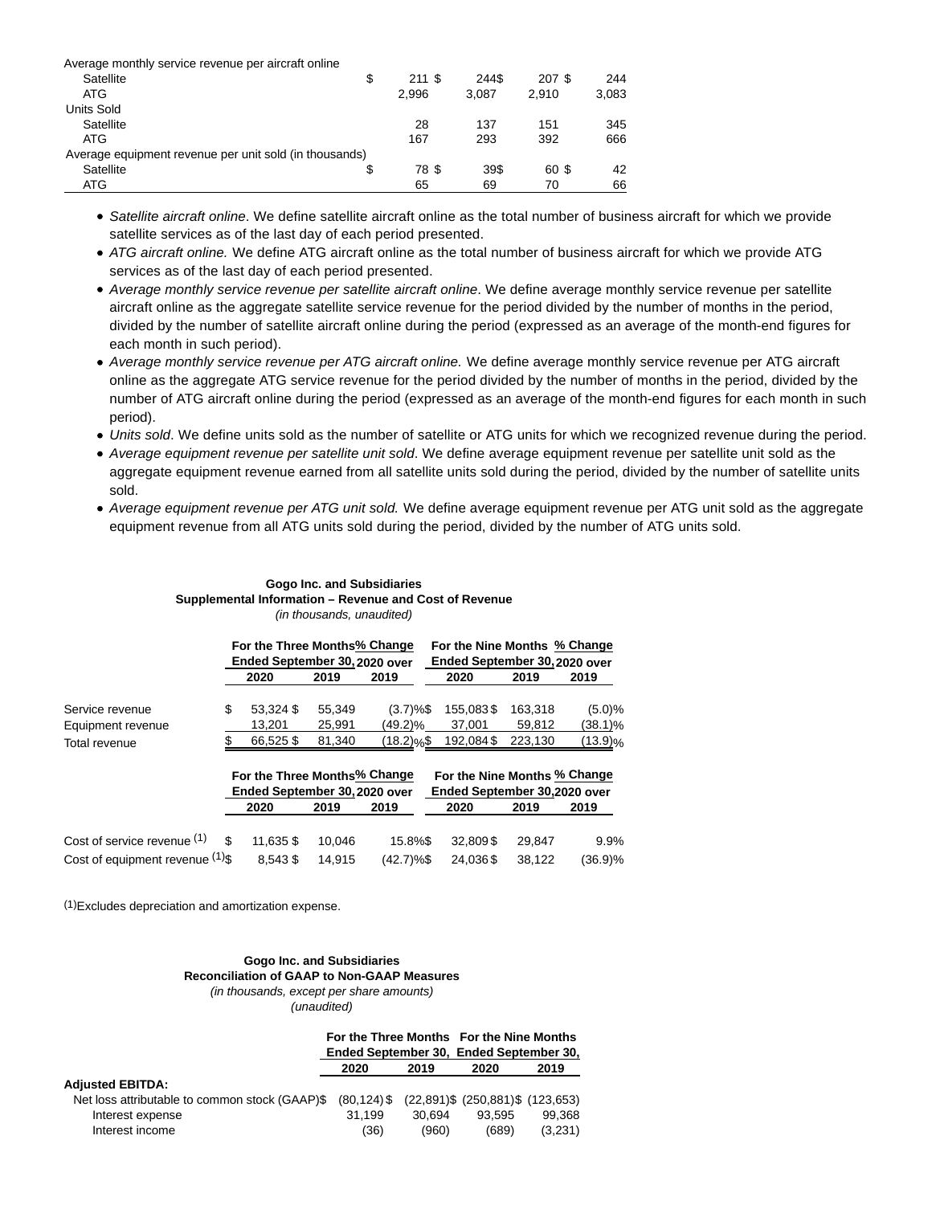| | | | | |
|---|---|---|---|---|
| Average monthly service revenue per aircraft online | | | | |
| Satellite | $ 211 | $ 244 | $ 207 | $ 244 |
| ATG | 2,996 | 3,087 | 2,910 | 3,083 |
| Units Sold | | | | |
| Satellite | 28 | 137 | 151 | 345 |
| ATG | 167 | 293 | 392 | 666 |
| Average equipment revenue per unit sold (in thousands) | | | | |
| Satellite | $ 78 | $ 39 | $ 60 | $ 42 |
| ATG | 65 | 69 | 70 | 66 |

- *Satellite aircraft online*. We define satellite aircraft online as the total number of business aircraft for which we provide satellite services as of the last day of each period presented.
- *ATG aircraft online.* We define ATG aircraft online as the total number of business aircraft for which we provide ATG services as of the last day of each period presented.
- *Average monthly service revenue per satellite aircraft online*. We define average monthly service revenue per satellite aircraft online as the aggregate satellite service revenue for the period divided by the number of months in the period, divided by the number of satellite aircraft online during the period (expressed as an average of the month-end figures for each month in such period).
- *Average monthly service revenue per ATG aircraft online.* We define average monthly service revenue per ATG aircraft online as the aggregate ATG service revenue for the period divided by the number of months in the period, divided by the number of ATG aircraft online during the period (expressed as an average of the month-end figures for each month in such period).
- *Units sold*. We define units sold as the number of satellite or ATG units for which we recognized revenue during the period.
- *Average equipment revenue per satellite unit sold*. We define average equipment revenue per satellite unit sold as the aggregate equipment revenue earned from all satellite units sold during the period, divided by the number of satellite units sold.
- *Average equipment revenue per ATG unit sold.* We define average equipment revenue per ATG unit sold as the aggregate equipment revenue from all ATG units sold during the period, divided by the number of ATG units sold.

**Gogo Inc. and Subsidiaries**
**Supplemental Information – Revenue and Cost of Revenue**
*(in thousands, unaudited)*

| | For the Three Months Ended September 30, | | % Change 2020 over | For the Nine Months Ended September 30, | | % Change 2020 over |
|---|---|---|---|---|---|---|
| | 2020 | 2019 | 2019 | 2020 | 2019 | 2019 |
| Service revenue | $ 53,324 | $ 55,349 | (3.7)% | $ 155,083 | $ 163,318 | (5.0)% |
| Equipment revenue | 13,201 | 25,991 | (49.2)% | 37,001 | 59,812 | (38.1)% |
| Total revenue | $ 66,525 | $ 81,340 | (18.2)% | $ 192,084 | $ 223,130 | (13.9)% |

| | For the Three Months Ended September 30, | | % Change 2020 over | For the Nine Months Ended September 30, | | % Change 2020 over |
|---|---|---|---|---|---|---|
| | 2020 | 2019 | 2019 | 2020 | 2019 | 2019 |
| Cost of service revenue (1) | $ 11,635 | $ 10,046 | 15.8% | $ 32,809 | $ 29,847 | 9.9% |
| Cost of equipment revenue (1) | $ 8,543 | $ 14,915 | (42.7)% | $ 24,036 | $ 38,122 | (36.9)% |

(1) Excludes depreciation and amortization expense.

**Gogo Inc. and Subsidiaries**
**Reconciliation of GAAP to Non-GAAP Measures**
*(in thousands, except per share amounts)*
*(unaudited)*

| | For the Three Months Ended September 30, | | For the Nine Months Ended September 30, | |
|---|---|---|---|---|
| | 2020 | 2019 | 2020 | 2019 |
| **Adjusted EBITDA:** | | | | |
| Net loss attributable to common stock (GAAP) | $ (80,124) | $ (22,891) | $ (250,881) | $ (123,653) |
| Interest expense | 31,199 | 30,694 | 93,595 | 99,368 |
| Interest income | (36) | (960) | (689) | (3,231) |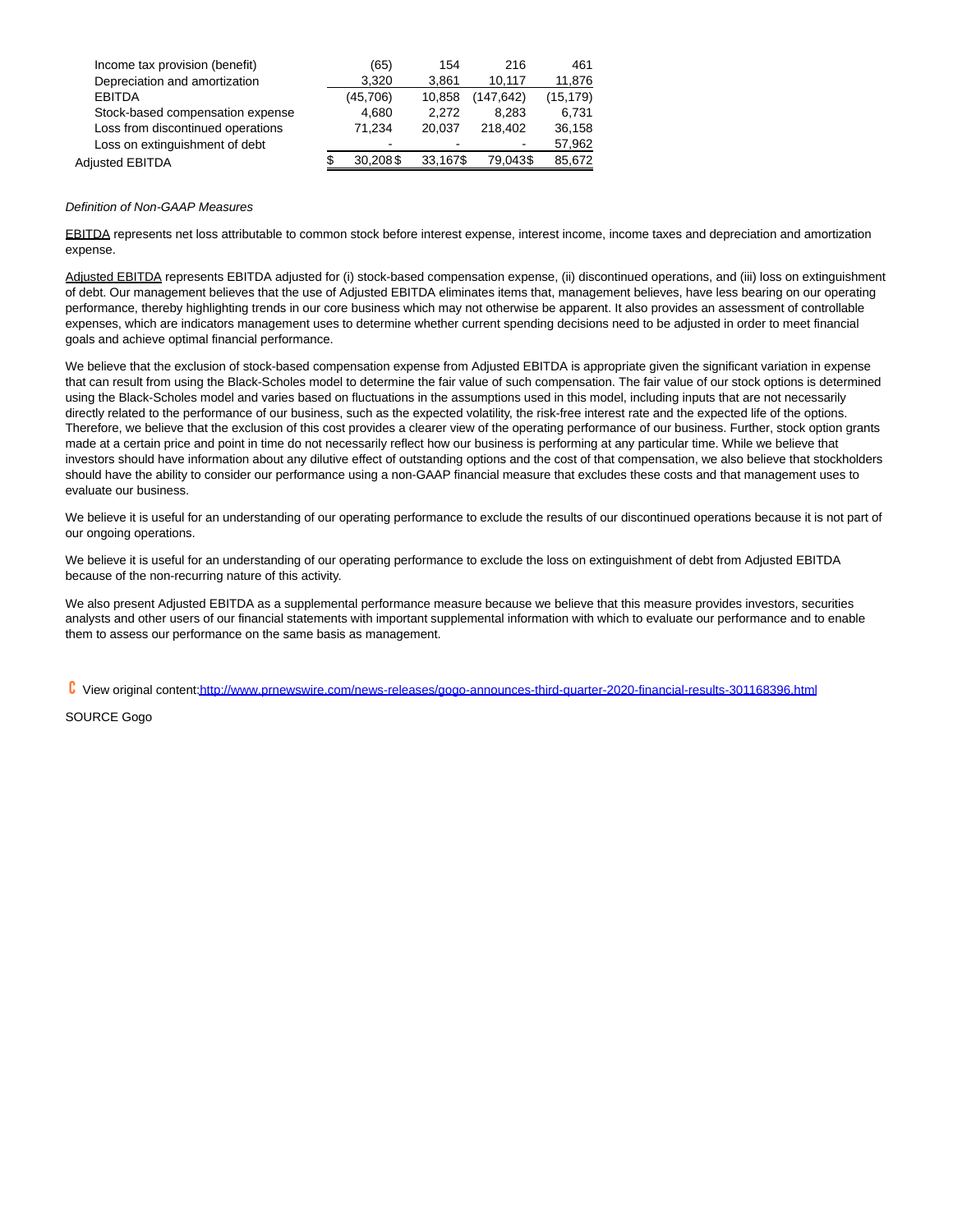| | | | | |
|---|---|---|---|---|
| Income tax provision (benefit) | (65) | 154 | 216 | 461 |
| Depreciation and amortization | 3,320 | 3,861 | 10,117 | 11,876 |
| EBITDA | (45,706) | 10,858 | (147,642) | (15,179) |
| Stock-based compensation expense | 4,680 | 2,272 | 8,283 | 6,731 |
| Loss from discontinued operations | 71,234 | 20,037 | 218,402 | 36,158 |
| Loss on extinguishment of debt | - | - | - | 57,962 |
| Adjusted EBITDA | $ 30,208 | $ 33,167 | $ 79,043 | $ 85,672 |

*Definition of Non-GAAP Measures*

EBITDA represents net loss attributable to common stock before interest expense, interest income, income taxes and depreciation and amortization expense.

Adjusted EBITDA represents EBITDA adjusted for (i) stock-based compensation expense, (ii) discontinued operations, and (iii) loss on extinguishment of debt. Our management believes that the use of Adjusted EBITDA eliminates items that, management believes, have less bearing on our operating performance, thereby highlighting trends in our core business which may not otherwise be apparent. It also provides an assessment of controllable expenses, which are indicators management uses to determine whether current spending decisions need to be adjusted in order to meet financial goals and achieve optimal financial performance.

We believe that the exclusion of stock-based compensation expense from Adjusted EBITDA is appropriate given the significant variation in expense that can result from using the Black-Scholes model to determine the fair value of such compensation. The fair value of our stock options is determined using the Black-Scholes model and varies based on fluctuations in the assumptions used in this model, including inputs that are not necessarily directly related to the performance of our business, such as the expected volatility, the risk-free interest rate and the expected life of the options. Therefore, we believe that the exclusion of this cost provides a clearer view of the operating performance of our business. Further, stock option grants made at a certain price and point in time do not necessarily reflect how our business is performing at any particular time. While we believe that investors should have information about any dilutive effect of outstanding options and the cost of that compensation, we also believe that stockholders should have the ability to consider our performance using a non-GAAP financial measure that excludes these costs and that management uses to evaluate our business.

We believe it is useful for an understanding of our operating performance to exclude the results of our discontinued operations because it is not part of our ongoing operations.

We believe it is useful for an understanding of our operating performance to exclude the loss on extinguishment of debt from Adjusted EBITDA because of the non-recurring nature of this activity.

We also present Adjusted EBITDA as a supplemental performance measure because we believe that this measure provides investors, securities analysts and other users of our financial statements with important supplemental information with which to evaluate our performance and to enable them to assess our performance on the same basis as management.

View original content:http://www.prnewswire.com/news-releases/gogo-announces-third-quarter-2020-financial-results-301168396.html

SOURCE Gogo